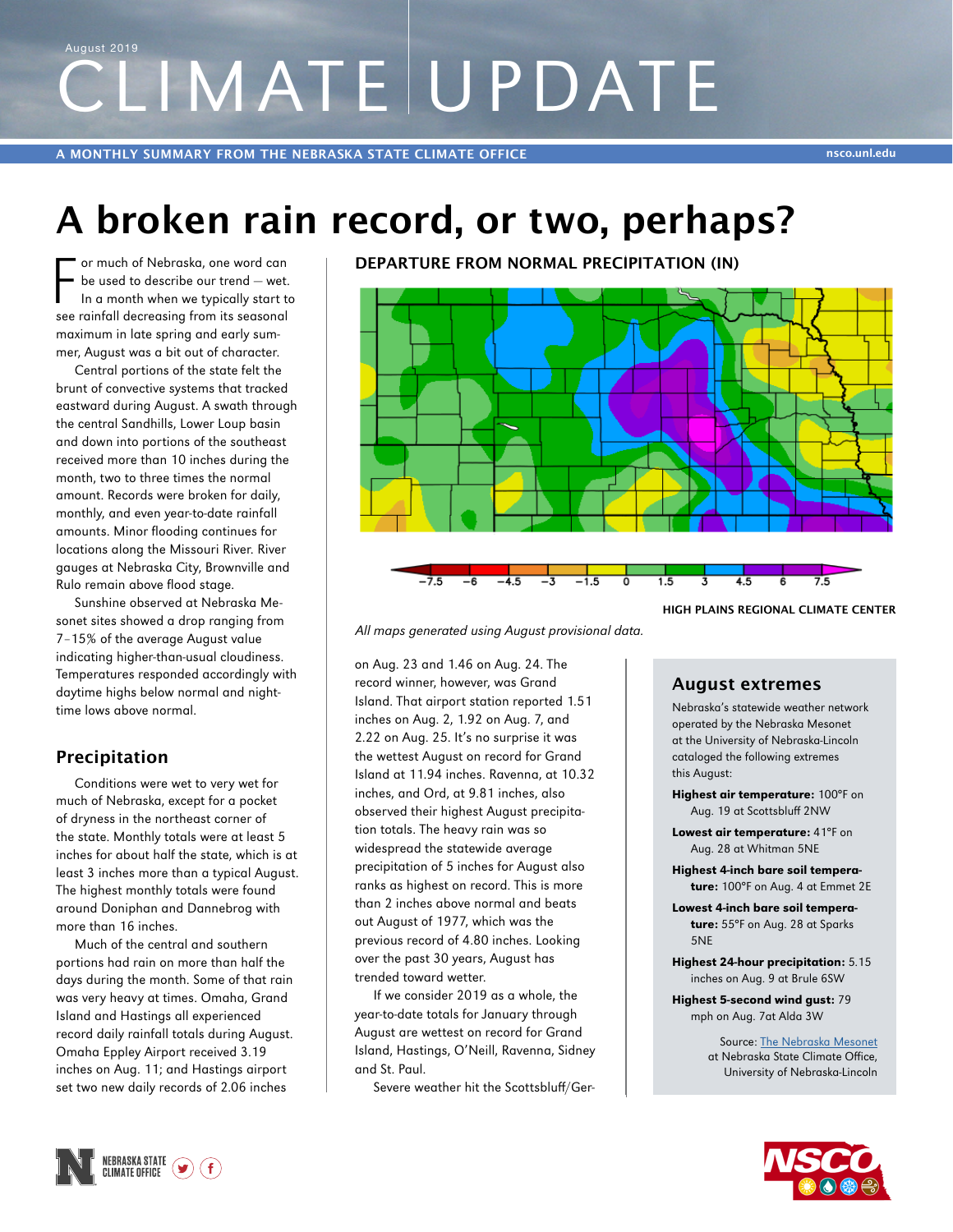August 2019

# CLIMATE UPDATE

A MONTHLY SUMMARY FROM THE NEBRASKA STATE CLIMATE OFFICE

# A broken rain record, or two, perhaps?

For much of Nebraska, one word can be used to describe our trend — wet. In a month when we typically start to see rainfall decreasing from its seasonal maximum in late spring and early summer, August was a bit out of character.

Central portions of the state felt the brunt of convective systems that tracked eastward during August. A swath through the central Sandhills, Lower Loup basin and down into portions of the southeast received more than 10 inches during the month, two to three times the normal amount. Records were broken for daily, monthly, and even year-to-date rainfall amounts. Minor flooding continues for locations along the Missouri River. River gauges at Nebraska City, Brownville and Rulo remain above flood stage.

Sunshine observed at Nebraska Mesonet sites showed a drop ranging from 7–15% of the average August value indicating higher-than-usual cloudiness. Temperatures responded accordingly with daytime highs below normal and nighttime lows above normal.

**DEPARTURE FROM NORMAL PRECIPITATION (IN)**

−7.5 −6 −4.5 −3 −1.5 0 1.5 3 4.5 6 7.5

HIGH PLAINS REGIONAL CLIMATE CENTER

*All maps generated using August provisional data.*

## Precipitation

Conditions were wet to very wet for much of Nebraska, except for a pocket of dryness in the northeast corner of the state. Monthly totals were at least 5 inches for about half the state, which is at least 3 inches more than a typical August. The highest monthly totals were found around Doniphan and Dannebrog with more than 16 inches.

Much of the central and southern portions had rain on more than half the days during the month. Some of that rain was very heavy at times. Omaha, Grand Island and Hastings all experienced record daily rainfall totals during August. Omaha Eppley Airport received 3.19 inches on Aug. 11; and Hastings airport set two new daily records of 2.06 inches on Aug. 23 and 1.46 on Aug. 24. The record winner, however, was Grand Island. That airport station reported 1.51 inches on Aug. 2, 1.92 on Aug. 7, and 2.22 on Aug. 25. It's no surprise it was the wettest August on record for Grand Island at 11.94 inches. Ravenna, at 10.32 inches, and Ord, at 9.81 inches, also observed their highest August precipitation totals. The heavy rain was so widespread the statewide average precipitation of 5 inches for August also ranks as highest on record. This is more than 2 inches above normal and beats out August of 1977, which was the previous record of 4.80 inches. Looking over the past 30 years, August has trended toward wetter.

If we consider 2019 as a whole, the year-to-date totals for January through August are wettest on record for Grand Island, Hastings, O'Neill, Ravenna, Sidney and St. Paul.

Severe weather hit the Scottsbluff/Ger-

## August extremes

Nebraska's statewide weather network operated by the Nebraska Mesonet at the University of Nebraska-Lincoln cataloged the following extremes this August:

**Highest air temperature:** 100°F on Aug. 19 at Scottsbluff 2NW

**Lowest air temperature:** 41°F on Aug. 28 at Whitman 5NE

**Highest 4-inch bare soil temperature:** 100°F on Aug. 4 at Emmet 2E

**Lowest 4-inch bare soil temperature:** 55°F on Aug. 28 at Sparks 5NE

**Highest 24-hour precipitation:** 5.15 inches on Aug. 9 at Brule 6SW

**Highest 5-second wind gust:** 79 mph on Aug. 7at Alda 3W

Source: The Nebraska Mesonet at Nebraska State Climate Office, University of Nebraska-Lincoln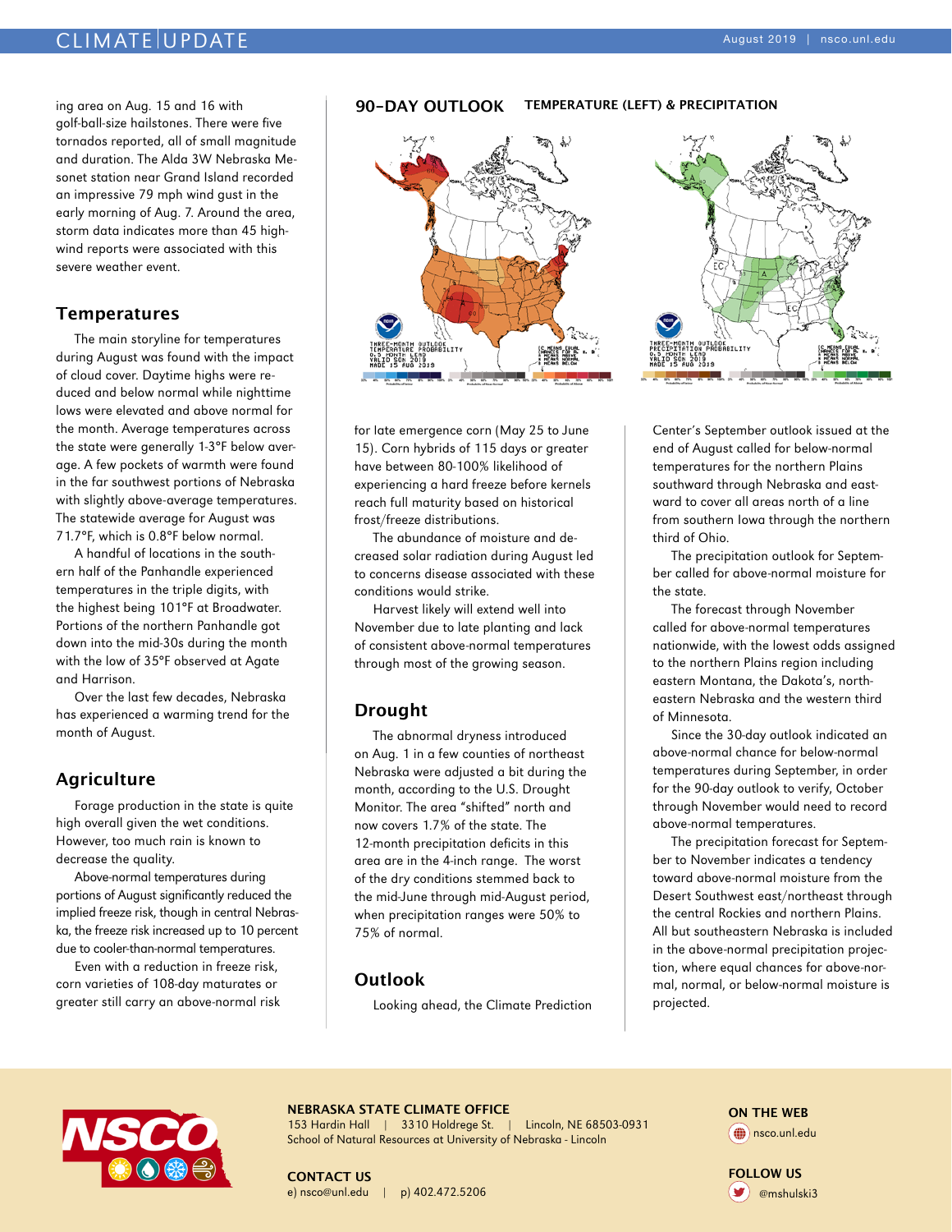ing area on Aug. 15 and 16 with golf-ball-size hailstones. There were five tornados reported, all of small magnitude and duration. The Alda 3W Nebraska Mesonet station near Grand Island recorded an impressive 79 mph wind gust in the early morning of Aug. 7. Around the area, storm data indicates more than 45 high-wind reports were associated with this severe weather event.

## Temperatures

The main storyline for temperatures during August was found with the impact of cloud cover. Daytime highs were reduced and below normal while nighttime lows were elevated and above normal for the month. Average temperatures across the state were generally 1-3°F below average. A few pockets of warmth were found in the far southwest portions of Nebraska with slightly above-average temperatures. The statewide average for August was 71.7°F, which is 0.8°F below normal.

A handful of locations in the southern half of the Panhandle experienced temperatures in the triple digits, with the highest being 101°F at Broadwater. Portions of the northern Panhandle got down into the mid-30s during the month with the low of 35°F observed at Agate and Harrison.

Over the last few decades, Nebraska has experienced a warming trend for the month of August.

## Agriculture

Forage production in the state is quite high overall given the wet conditions. However, too much rain is known to decrease the quality.

Above-normal temperatures during portions of August significantly reduced the implied freeze risk, though in central Nebraska, the freeze risk increased up to 10 percent due to cooler-than-normal temperatures.

Even with a reduction in freeze risk, corn varieties of 108-day maturates or greater still carry an above-normal risk for late emergence corn (May 25 to June 15). Corn hybrids of 115 days or greater have between 80-100% likelihood of experiencing a hard freeze before kernels reach full maturity based on historical frost/freeze distributions.

The abundance of moisture and decreased solar radiation during August led to concerns disease associated with these conditions would strike.

Harvest likely will extend well into November due to late planting and lack of consistent above-normal temperatures through most of the growing season.

## 90-DAY OUTLOOK

**TEMPERATURE (LEFT) & PRECIPITATION**

THREE-MONTH OUTLOOK
TEMPERATURE PROBABILITY
0.5 MONTH LEAD
VALID SON 2019
MADE 15 AUG 2019

THREE-MONTH OUTLOOK
PRECIPITATION PROBABILITY
0.5 MONTH LEAD
VALID SON 2019
MADE 15 AUG 2019

## Drought

The abnormal dryness introduced on Aug. 1 in a few counties of northeast Nebraska were adjusted a bit during the month, according to the U.S. Drought Monitor. The area "shifted" north and now covers 1.7% of the state. The 12-month precipitation deficits in this area are in the 4-inch range. The worst of the dry conditions stemmed back to the mid-June through mid-August period, when precipitation ranges were 50% to 75% of normal.

## Outlook

Looking ahead, the Climate Prediction Center's September outlook issued at the end of August called for below-normal temperatures for the northern Plains southward through Nebraska and eastward to cover all areas north of a line from southern Iowa through the northern third of Ohio.

The precipitation outlook for September called for above-normal moisture for the state.

The forecast through November called for above-normal temperatures nationwide, with the lowest odds assigned to the northern Plains region including eastern Montana, the Dakota's, northeastern Nebraska and the western third of Minnesota.

Since the 30-day outlook indicated an above-normal chance for below-normal temperatures during September, in order for the 90-day outlook to verify, October through November would need to record above-normal temperatures.

The precipitation forecast for September to November indicates a tendency toward above-normal moisture from the Desert Southwest east/northeast through the central Rockies and northern Plains. All but southeastern Nebraska is included in the above-normal precipitation projection, where equal chances for above-normal, normal, or below-normal moisture is projected.

**NEBRASKA STATE CLIMATE OFFICE**
153 Hardin Hall | 3310 Holdrege St. | Lincoln, NE 68503-0931
School of Natural Resources at University of Nebraska - Lincoln

**CONTACT US**
e) nsco@unl.edu | p) 402.472.5206

**ON THE WEB**
nsco.unl.edu

**FOLLOW US**
@mshulski3